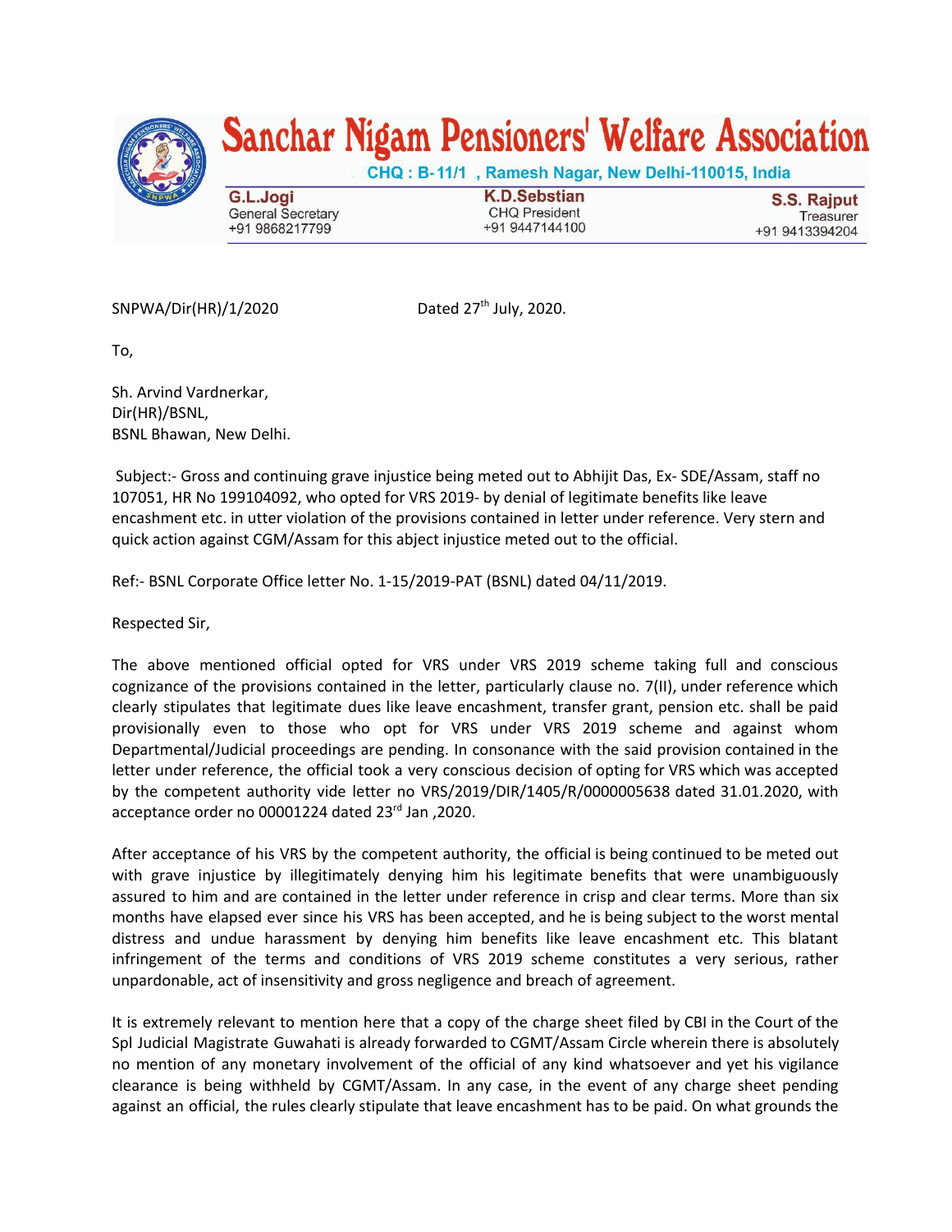# Sanchar Nigam Pensioners' Welfare Association

CHQ : B-11/1 , Ramesh Nagar, New Delhi-110015, India

| G.L.Jogi | K.D.Sebstian | S.S. Rajput |
|---|---|---|
| General Secretary | CHQ President | Treasurer |
| +91 9868217799 | +91 9447144100 | +91 9413394204 |

SNPWA/Dir(HR)/1/2020 Dated 27th July, 2020.

To,

Sh. Arvind Vardnerkar,
Dir(HR)/BSNL,
BSNL Bhawan, New Delhi.

Subject:- Gross and continuing grave injustice being meted out to Abhijit Das, Ex- SDE/Assam, staff no 107051, HR No 199104092, who opted for VRS 2019- by denial of legitimate benefits like leave encashment etc. in utter violation of the provisions contained in letter under reference. Very stern and quick action against CGM/Assam for this abject injustice meted out to the official.

Ref:- BSNL Corporate Office letter No. 1-15/2019-PAT (BSNL) dated 04/11/2019.

Respected Sir,

The above mentioned official opted for VRS under VRS 2019 scheme taking full and conscious cognizance of the provisions contained in the letter, particularly clause no. 7(II), under reference which clearly stipulates that legitimate dues like leave encashment, transfer grant, pension etc. shall be paid provisionally even to those who opt for VRS under VRS 2019 scheme and against whom Departmental/Judicial proceedings are pending. In consonance with the said provision contained in the letter under reference, the official took a very conscious decision of opting for VRS which was accepted by the competent authority vide letter no VRS/2019/DIR/1405/R/0000005638 dated 31.01.2020, with acceptance order no 00001224 dated 23rd Jan ,2020.

After acceptance of his VRS by the competent authority, the official is being continued to be meted out with grave injustice by illegitimately denying him his legitimate benefits that were unambiguously assured to him and are contained in the letter under reference in crisp and clear terms. More than six months have elapsed ever since his VRS has been accepted, and he is being subject to the worst mental distress and undue harassment by denying him benefits like leave encashment etc. This blatant infringement of the terms and conditions of VRS 2019 scheme constitutes a very serious, rather unpardonable, act of insensitivity and gross negligence and breach of agreement.

It is extremely relevant to mention here that a copy of the charge sheet filed by CBI in the Court of the Spl Judicial Magistrate Guwahati is already forwarded to CGMT/Assam Circle wherein there is absolutely no mention of any monetary involvement of the official of any kind whatsoever and yet his vigilance clearance is being withheld by CGMT/Assam. In any case, in the event of any charge sheet pending against an official, the rules clearly stipulate that leave encashment has to be paid. On what grounds the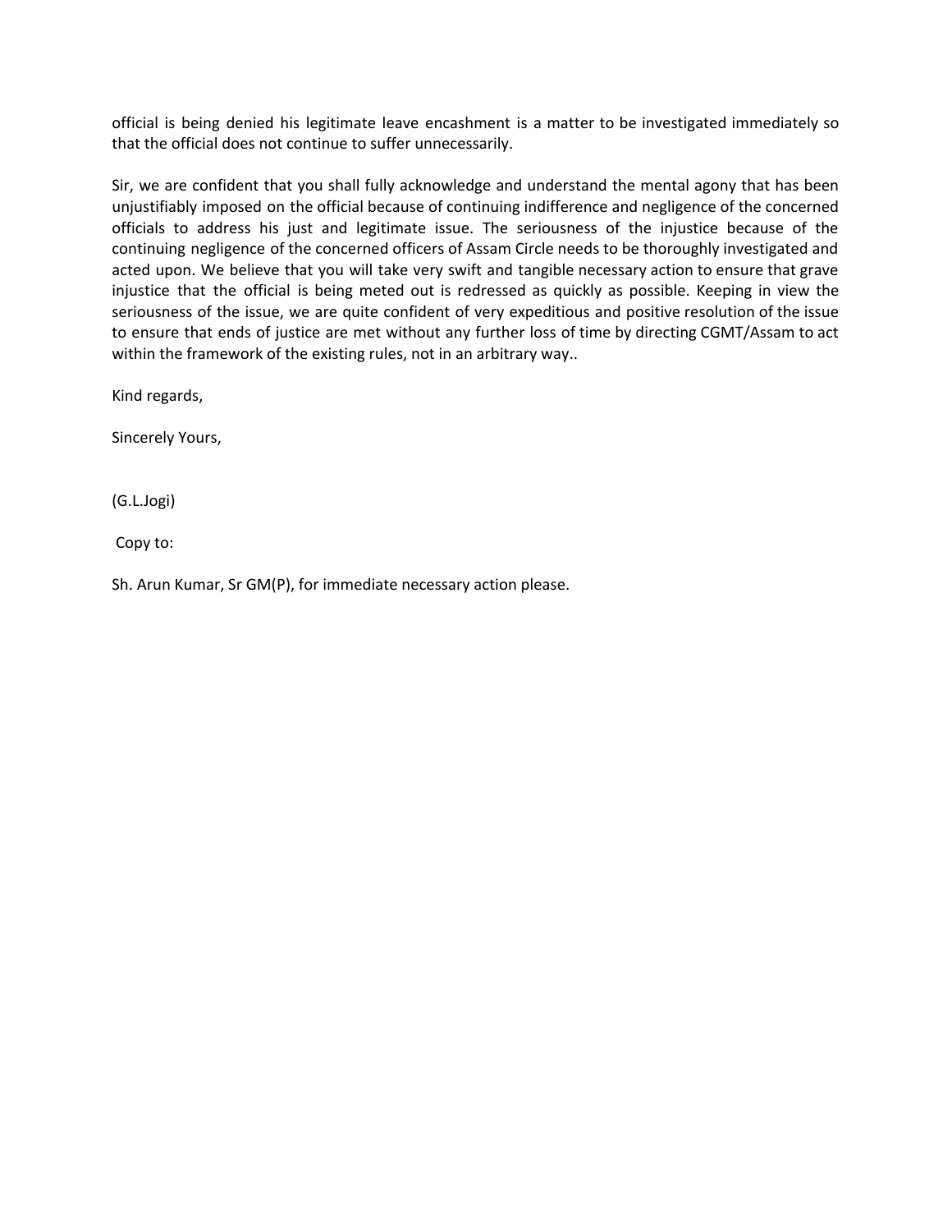official is being denied his legitimate leave encashment is a matter to be investigated immediately so that the official does not continue to suffer unnecessarily.

Sir, we are confident that you shall fully acknowledge and understand the mental agony that has been unjustifiably imposed on the official because of continuing indifference and negligence of the concerned officials to address his just and legitimate issue. The seriousness of the injustice because of the continuing negligence of the concerned officers of Assam Circle needs to be thoroughly investigated and acted upon. We believe that you will take very swift and tangible necessary action to ensure that grave injustice that the official is being meted out is redressed as quickly as possible. Keeping in view the seriousness of the issue, we are quite confident of very expeditious and positive resolution of the issue to ensure that ends of justice are met without any further loss of time by directing CGMT/Assam to act within the framework of the existing rules, not in an arbitrary way..

Kind regards,

Sincerely Yours,

(G.L.Jogi)

Copy to:

Sh. Arun Kumar, Sr GM(P), for immediate necessary action please.